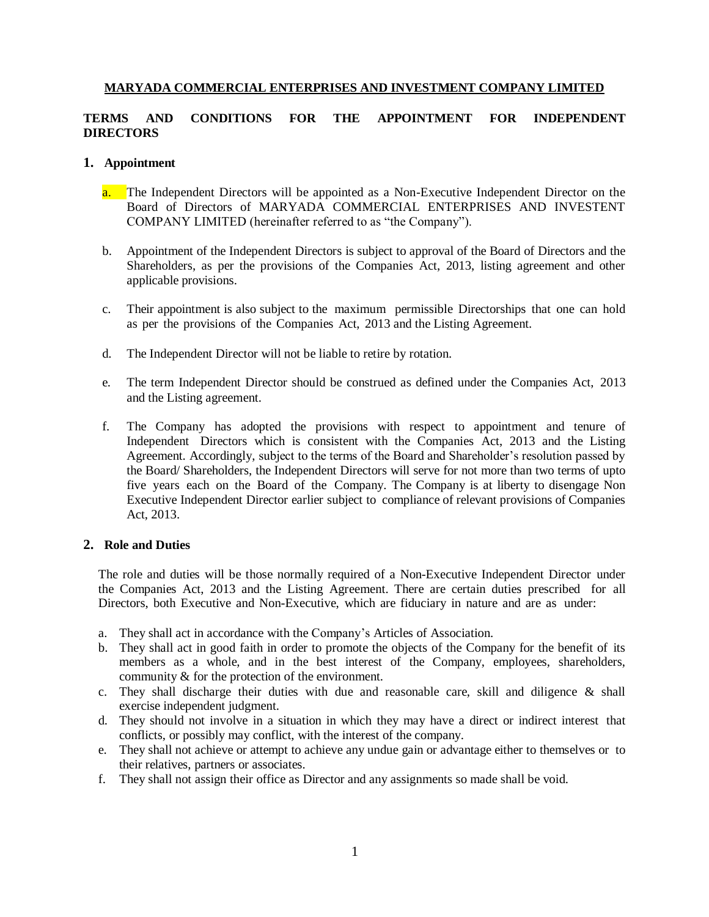**MARYADA COMMERCIAL ENTERPRISES AND INVESTMENT COMPANY LIMITED**

**TERMS AND CONDITIONS FOR THE APPOINTMENT FOR INDEPENDENT DIRECTORS**

## 1. Appointment

a. The Independent Directors will be appointed as a Non-Executive Independent Director on the Board of Directors of MARYADA COMMERCIAL ENTERPRISES AND INVESTENT COMPANY LIMITED (hereinafter referred to as "the Company").

b. Appointment of the Independent Directors is subject to approval of the Board of Directors and the Shareholders, as per the provisions of the Companies Act, 2013, listing agreement and other applicable provisions.

c. Their appointment is also subject to the maximum permissible Directorships that one can hold as per the provisions of the Companies Act, 2013 and the Listing Agreement.

d. The Independent Director will not be liable to retire by rotation.

e. The term Independent Director should be construed as defined under the Companies Act, 2013 and the Listing agreement.

f. The Company has adopted the provisions with respect to appointment and tenure of Independent Directors which is consistent with the Companies Act, 2013 and the Listing Agreement. Accordingly, subject to the terms of the Board and Shareholder's resolution passed by the Board/ Shareholders, the Independent Directors will serve for not more than two terms of upto five years each on the Board of the Company. The Company is at liberty to disengage Non Executive Independent Director earlier subject to compliance of relevant provisions of Companies Act, 2013.

## 2. Role and Duties

The role and duties will be those normally required of a Non-Executive Independent Director under the Companies Act, 2013 and the Listing Agreement. There are certain duties prescribed for all Directors, both Executive and Non-Executive, which are fiduciary in nature and are as under:

a. They shall act in accordance with the Company's Articles of Association.
b. They shall act in good faith in order to promote the objects of the Company for the benefit of its members as a whole, and in the best interest of the Company, employees, shareholders, community & for the protection of the environment.
c. They shall discharge their duties with due and reasonable care, skill and diligence & shall exercise independent judgment.
d. They should not involve in a situation in which they may have a direct or indirect interest that conflicts, or possibly may conflict, with the interest of the company.
e. They shall not achieve or attempt to achieve any undue gain or advantage either to themselves or to their relatives, partners or associates.
f. They shall not assign their office as Director and any assignments so made shall be void.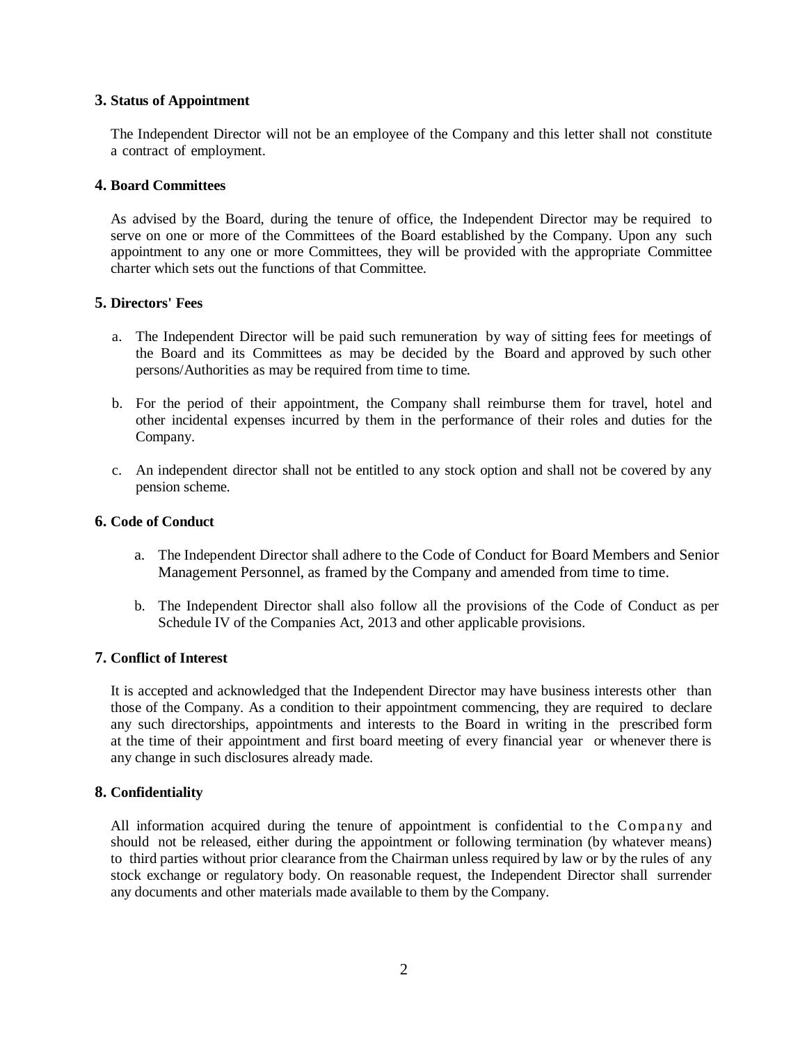## 3. Status of Appointment

The Independent Director will not be an employee of the Company and this letter shall not constitute a contract of employment.

## 4. Board Committees

As advised by the Board, during the tenure of office, the Independent Director may be required to serve on one or more of the Committees of the Board established by the Company. Upon any such appointment to any one or more Committees, they will be provided with the appropriate Committee charter which sets out the functions of that Committee.

## 5. Directors' Fees

a. The Independent Director will be paid such remuneration by way of sitting fees for meetings of the Board and its Committees as may be decided by the Board and approved by such other persons/Authorities as may be required from time to time.

b. For the period of their appointment, the Company shall reimburse them for travel, hotel and other incidental expenses incurred by them in the performance of their roles and duties for the Company.

c. An independent director shall not be entitled to any stock option and shall not be covered by any pension scheme.

## 6. Code of Conduct

a. The Independent Director shall adhere to the Code of Conduct for Board Members and Senior Management Personnel, as framed by the Company and amended from time to time.

b. The Independent Director shall also follow all the provisions of the Code of Conduct as per Schedule IV of the Companies Act, 2013 and other applicable provisions.

## 7. Conflict of Interest

It is accepted and acknowledged that the Independent Director may have business interests other than those of the Company. As a condition to their appointment commencing, they are required to declare any such directorships, appointments and interests to the Board in writing in the prescribed form at the time of their appointment and first board meeting of every financial year or whenever there is any change in such disclosures already made.

## 8. Confidentiality

All information acquired during the tenure of appointment is confidential to the Company and should not be released, either during the appointment or following termination (by whatever means) to third parties without prior clearance from the Chairman unless required by law or by the rules of any stock exchange or regulatory body. On reasonable request, the Independent Director shall surrender any documents and other materials made available to them by the Company.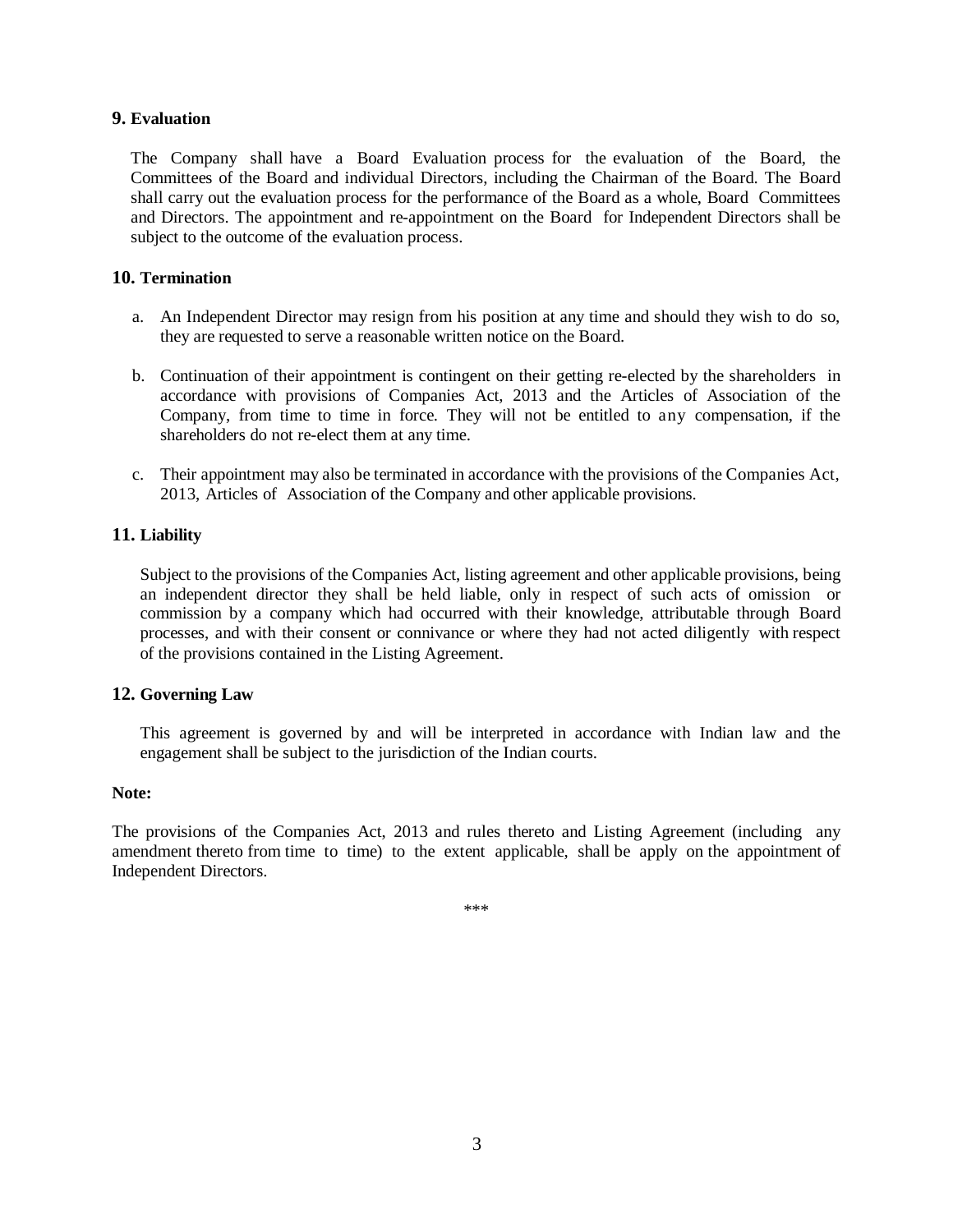## 9. Evaluation

The Company shall have a Board Evaluation process for the evaluation of the Board, the Committees of the Board and individual Directors, including the Chairman of the Board. The Board shall carry out the evaluation process for the performance of the Board as a whole, Board Committees and Directors. The appointment and re-appointment on the Board for Independent Directors shall be subject to the outcome of the evaluation process.

## 10. Termination

a. An Independent Director may resign from his position at any time and should they wish to do so, they are requested to serve a reasonable written notice on the Board.

b. Continuation of their appointment is contingent on their getting re-elected by the shareholders in accordance with provisions of Companies Act, 2013 and the Articles of Association of the Company, from time to time in force. They will not be entitled to any compensation, if the shareholders do not re-elect them at any time.

c. Their appointment may also be terminated in accordance with the provisions of the Companies Act, 2013, Articles of Association of the Company and other applicable provisions.

## 11. Liability

Subject to the provisions of the Companies Act, listing agreement and other applicable provisions, being an independent director they shall be held liable, only in respect of such acts of omission or commission by a company which had occurred with their knowledge, attributable through Board processes, and with their consent or connivance or where they had not acted diligently with respect of the provisions contained in the Listing Agreement.

## 12. Governing Law

This agreement is governed by and will be interpreted in accordance with Indian law and the engagement shall be subject to the jurisdiction of the Indian courts.

**Note:**

The provisions of the Companies Act, 2013 and rules thereto and Listing Agreement (including any amendment thereto from time to time) to the extent applicable, shall be apply on the appointment of Independent Directors.

***